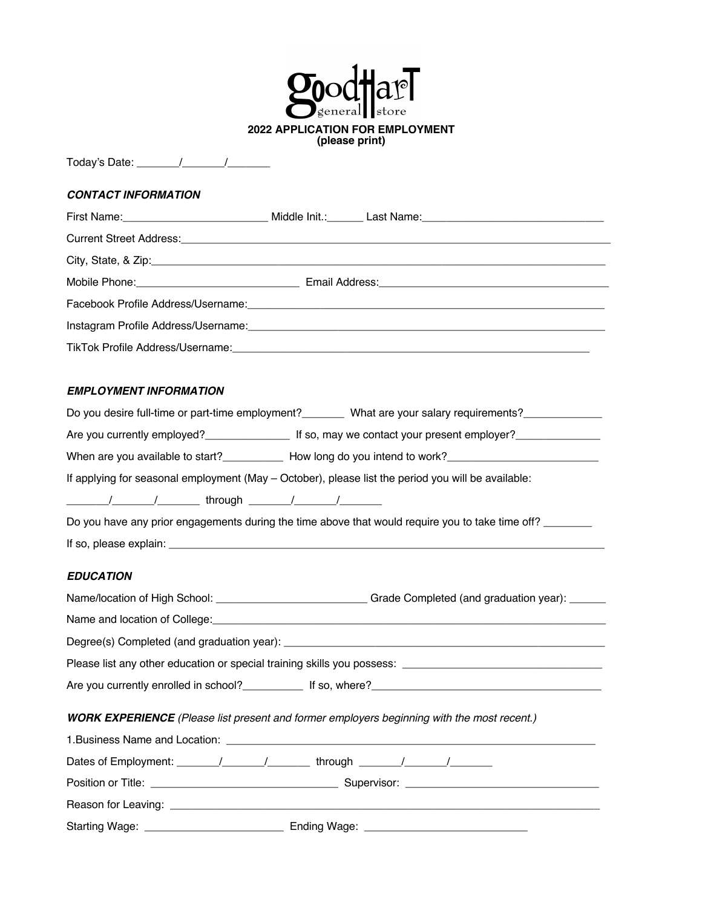goodHart general store

# 2022 APPLICATION FOR EMPLOYMENT
**(please print)**

Today's Date: _______/_______/_______

***CONTACT INFORMATION***

First Name:________________________ Middle Init.:______ Last Name:______________________________

Current Street Address:______________________________________________________________________

City, State, & Zip:__________________________________________________________________________

Mobile Phone:___________________________ Email Address:________________________________________

Facebook Profile Address/Username:_____________________________________________________________

Instagram Profile Address/Username:____________________________________________________________

TikTok Profile Address/Username:_____________________________________________________________

***EMPLOYMENT INFORMATION***

Do you desire full-time or part-time employment?_______ What are your salary requirements?_____________

Are you currently employed?______________ If so, may we contact your present employer?______________

When are you available to start?__________ How long do you intend to work?_________________________

If applying for seasonal employment (May – October), please list the period you will be available:

_______/_______/_______ through _______/_______/_______

Do you have any prior engagements during the time above that would require you to take time off? ________

If so, please explain: _________________________________________________________________________

***EDUCATION***

Name/location of High School: _________________________ Grade Completed (and graduation year): ______

Name and location of College:___________________________________________________________________

Degree(s) Completed (and graduation year): _______________________________________________________

Please list any other education or special training skills you possess: _________________________________

Are you currently enrolled in school?__________ If so, where?_______________________________________

***WORK EXPERIENCE*** *(Please list present and former employers beginning with the most recent.)*

1.Business Name and Location: _______________________________________________________________

Dates of Employment: _______/_______/_______ through _______/_______/_______

Position or Title: _______________________________ Supervisor: _______________________________

Reason for Leaving: __________________________________________________________________________

Starting Wage: _______________________ Ending Wage: ___________________________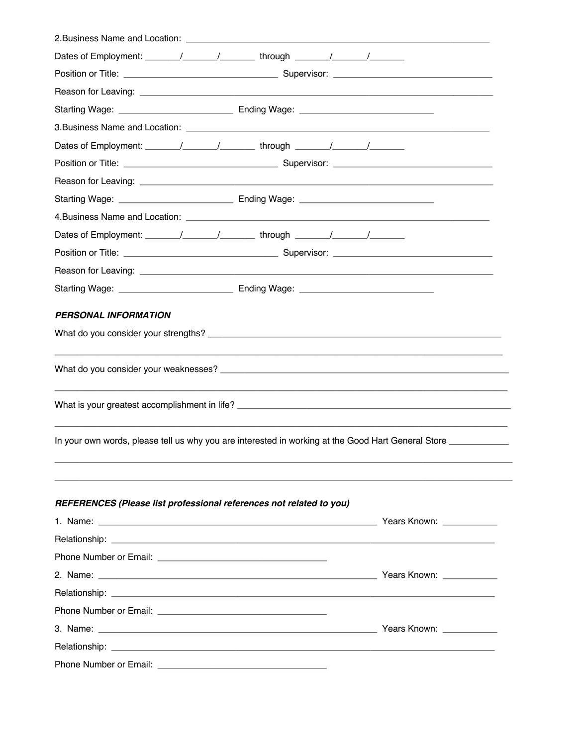2.Business Name and Location: ______________________________________________________________

Dates of Employment: _______/_______/_______ through _______/_______/_______

Position or Title: ________________________________ Supervisor: ________________________________

Reason for Leaving: ________________________________________________________________________

Starting Wage: _______________________ Ending Wage: ___________________________

3.Business Name and Location: ______________________________________________________________

Dates of Employment: _______/_______/_______ through _______/_______/_______

Position or Title: ________________________________ Supervisor: ________________________________

Reason for Leaving: ________________________________________________________________________

Starting Wage: _______________________ Ending Wage: ___________________________

4.Business Name and Location: ______________________________________________________________

Dates of Employment: _______/_______/_______ through _______/_______/_______

Position or Title: ________________________________ Supervisor: ________________________________

Reason for Leaving: ________________________________________________________________________

Starting Wage: _______________________ Ending Wage: ___________________________

***PERSONAL INFORMATION***

What do you consider your strengths? ____________________________________________________________

______________________________________________________________________________________________

What do you consider your weaknesses? __________________________________________________________

______________________________________________________________________________________________

What is your greatest accomplishment in life? ______________________________________________________

______________________________________________________________________________________________

In your own words, please tell us why you are interested in working at the Good Hart General Store ____________

______________________________________________________________________________________________

______________________________________________________________________________________________

***REFERENCES (Please list professional references not related to you)***

1. Name: _________________________________________________________ Years Known: ___________

Relationship: ________________________________________________________________________________

Phone Number or Email: __________________________________

2. Name: _________________________________________________________ Years Known: ___________

Relationship: ________________________________________________________________________________

Phone Number or Email: __________________________________

3. Name: _________________________________________________________ Years Known: ___________

Relationship: ________________________________________________________________________________

Phone Number or Email: __________________________________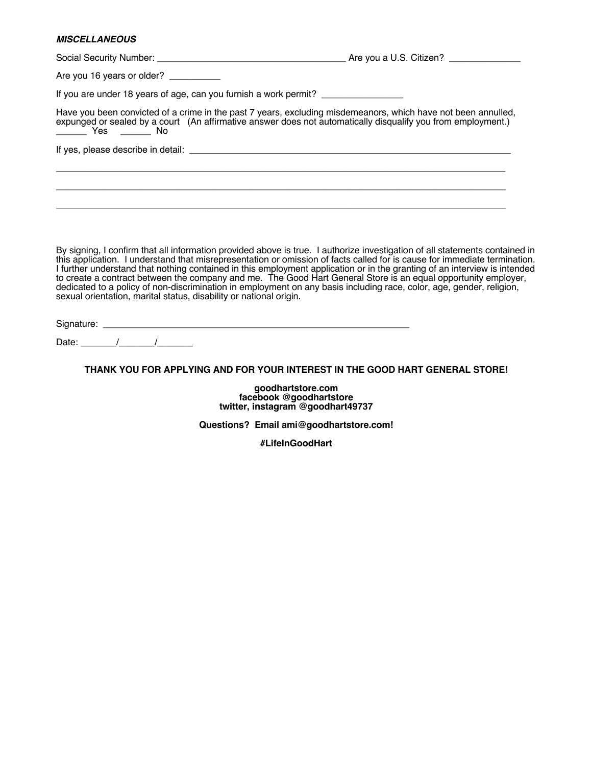***MISCELLANEOUS***

Social Security Number: ____________________________________ Are you a U.S. Citizen? ______________

Are you 16 years or older? __________

If you are under 18 years of age, can you furnish a work permit? ________________

Have you been convicted of a crime in the past 7 years, excluding misdemeanors, which have not been annulled, expunged or sealed by a court (An affirmative answer does not automatically disqualify you from employment.)
______ Yes ______ No

If yes, please describe in detail: ______________________________________________________________

_____________________________________________________________________________________

_____________________________________________________________________________________

_____________________________________________________________________________________

By signing, I confirm that all information provided above is true. I authorize investigation of all statements contained in this application. I understand that misrepresentation or omission of facts called for is cause for immediate termination. I further understand that nothing contained in this employment application or in the granting of an interview is intended to create a contract between the company and me. The Good Hart General Store is an equal opportunity employer, dedicated to a policy of non-discrimination in employment on any basis including race, color, age, gender, religion, sexual orientation, marital status, disability or national origin.

Signature: ____________________________________________________________

Date: _______/_______/_______

**THANK YOU FOR APPLYING AND FOR YOUR INTEREST IN THE GOOD HART GENERAL STORE!**

**goodhartstore.com**
**facebook @goodhartstore**
**twitter, instagram @goodhart49737**

**Questions? Email ami@goodhartstore.com!**

**#LifeInGoodHart**